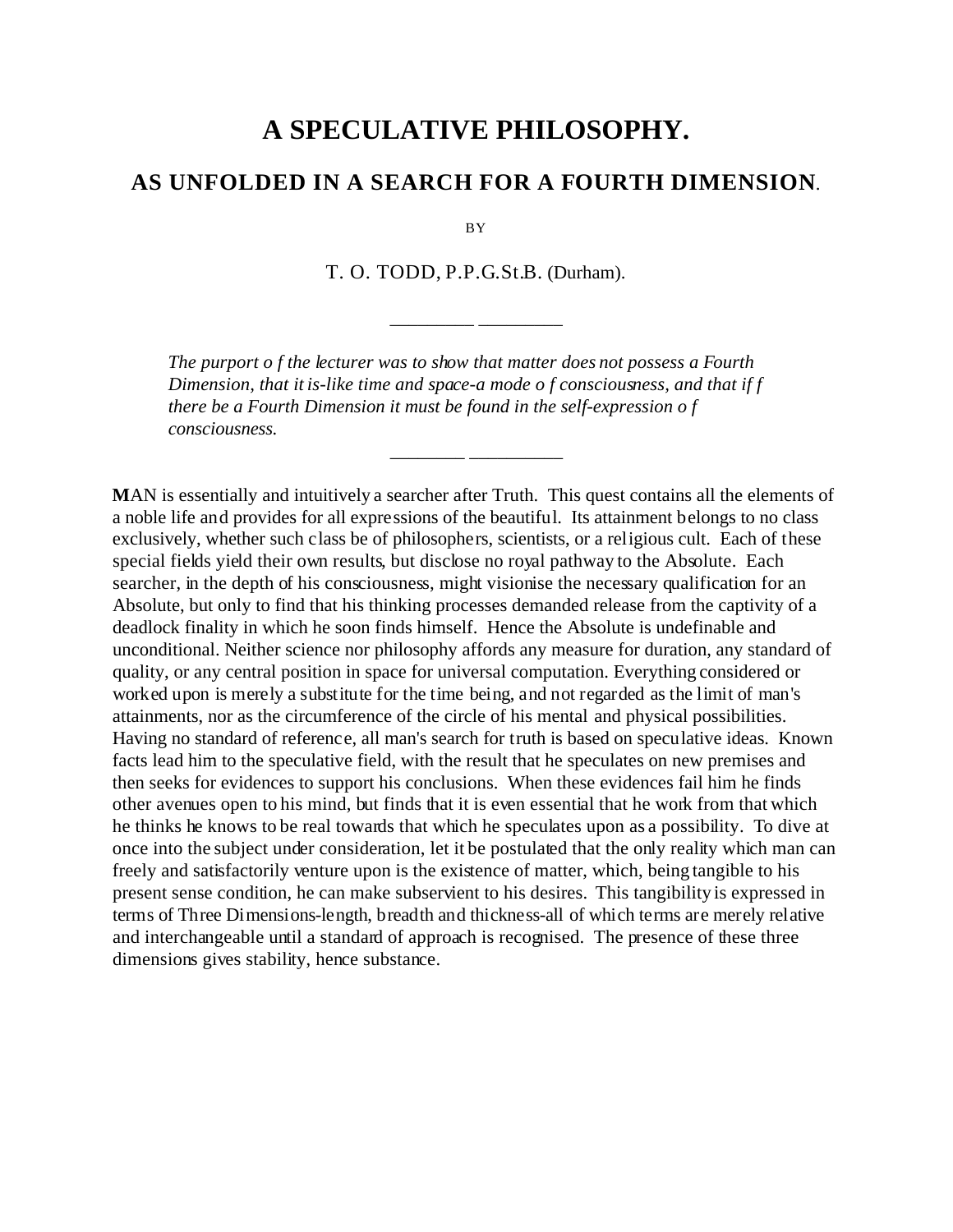# A SPECULATIVE PHILOSOPHY.

## AS UNFOLDED IN A SEARCH FOR A FOURTH DIMENSION.

BY

T. O. TODD, P.P.G.St.B. (Durham).

---

*The purport o f the lecturer was to show that matter does not possess a Fourth Dimension, that it is-like time and space-a mode o f consciousness, and that if f there be a Fourth Dimension it must be found in the self-expression o f consciousness.*

---

**M**AN is essentially and intuitively a searcher after Truth. This quest contains all the elements of a noble life and provides for all expressions of the beautiful. Its attainment belongs to no class exclusively, whether such class be of philosophers, scientists, or a religious cult. Each of these special fields yield their own results, but disclose no royal pathway to the Absolute. Each searcher, in the depth of his consciousness, might visionise the necessary qualification for an Absolute, but only to find that his thinking processes demanded release from the captivity of a deadlock finality in which he soon finds himself. Hence the Absolute is undefinable and unconditional. Neither science nor philosophy affords any measure for duration, any standard of quality, or any central position in space for universal computation. Everything considered or worked upon is merely a substitute for the time being, and not regarded as the limit of man's attainments, nor as the circumference of the circle of his mental and physical possibilities. Having no standard of reference, all man's search for truth is based on speculative ideas. Known facts lead him to the speculative field, with the result that he speculates on new premises and then seeks for evidences to support his conclusions. When these evidences fail him he finds other avenues open to his mind, but finds that it is even essential that he work from that which he thinks he knows to be real towards that which he speculates upon as a possibility. To dive at once into the subject under consideration, let it be postulated that the only reality which man can freely and satisfactorily venture upon is the existence of matter, which, being tangible to his present sense condition, he can make subservient to his desires. This tangibility is expressed in terms of Three Dimensions-length, breadth and thickness-all of which terms are merely relative and interchangeable until a standard of approach is recognised. The presence of these three dimensions gives stability, hence substance.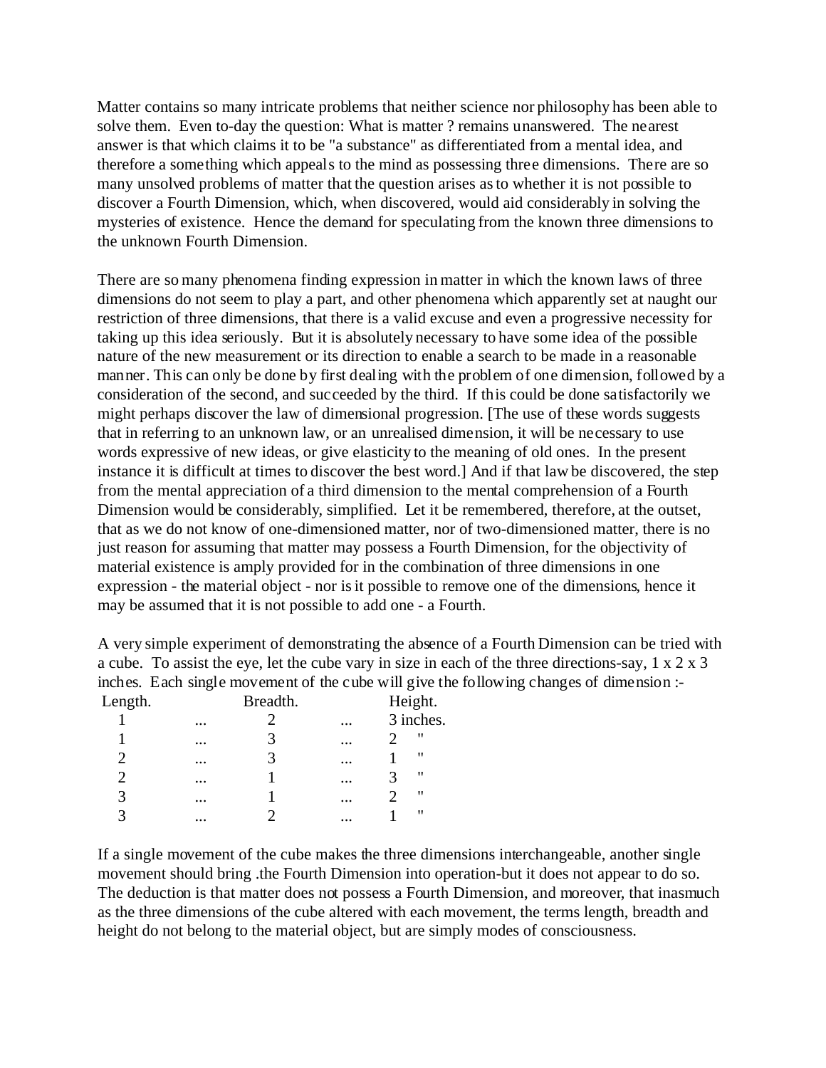Matter contains so many intricate problems that neither science nor philosophy has been able to solve them. Even to-day the question: What is matter ? remains unanswered. The nearest answer is that which claims it to be "a substance" as differentiated from a mental idea, and therefore a something which appeals to the mind as possessing three dimensions. There are so many unsolved problems of matter that the question arises as to whether it is not possible to discover a Fourth Dimension, which, when discovered, would aid considerably in solving the mysteries of existence. Hence the demand for speculating from the known three dimensions to the unknown Fourth Dimension.

There are so many phenomena finding expression in matter in which the known laws of three dimensions do not seem to play a part, and other phenomena which apparently set at naught our restriction of three dimensions, that there is a valid excuse and even a progressive necessity for taking up this idea seriously. But it is absolutely necessary to have some idea of the possible nature of the new measurement or its direction to enable a search to be made in a reasonable manner. This can only be done by first dealing with the problem of one dimension, followed by a consideration of the second, and succeeded by the third. If this could be done satisfactorily we might perhaps discover the law of dimensional progression. [The use of these words suggests that in referring to an unknown law, or an unrealised dimension, it will be necessary to use words expressive of new ideas, or give elasticity to the meaning of old ones. In the present instance it is difficult at times to discover the best word.] And if that law be discovered, the step from the mental appreciation of a third dimension to the mental comprehension of a Fourth Dimension would be considerably, simplified. Let it be remembered, therefore, at the outset, that as we do not know of one-dimensioned matter, nor of two-dimensioned matter, there is no just reason for assuming that matter may possess a Fourth Dimension, for the objectivity of material existence is amply provided for in the combination of three dimensions in one expression - the material object - nor is it possible to remove one of the dimensions, hence it may be assumed that it is not possible to add one - a Fourth.

A very simple experiment of demonstrating the absence of a Fourth Dimension can be tried with a cube. To assist the eye, let the cube vary in size in each of the three directions-say, 1 x 2 x 3 inches. Each single movement of the cube will give the following changes of dimension :-

| Length. | | Breadth. | | Height. |
|---|---|---|---|---|
| 1 | ... | 2 | ... | 3 inches. |
| 1 | ... | 3 | ... | 2 " |
| 2 | ... | 3 | ... | 1 " |
| 2 | ... | 1 | ... | 3 " |
| 3 | ... | 1 | ... | 2 " |
| 3 | ... | 2 | ... | 1 " |

If a single movement of the cube makes the three dimensions interchangeable, another single movement should bring .the Fourth Dimension into operation-but it does not appear to do so. The deduction is that matter does not possess a Fourth Dimension, and moreover, that inasmuch as the three dimensions of the cube altered with each movement, the terms length, breadth and height do not belong to the material object, but are simply modes of consciousness.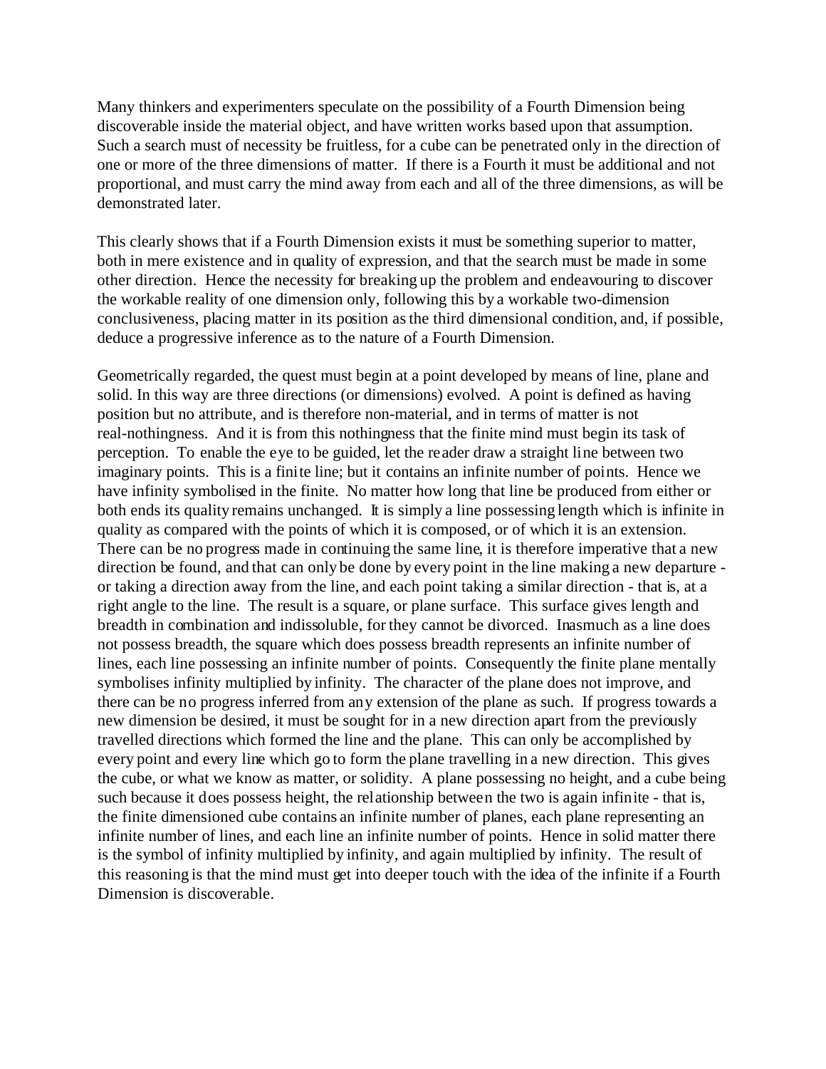Many thinkers and experimenters speculate on the possibility of a Fourth Dimension being discoverable inside the material object, and have written works based upon that assumption. Such a search must of necessity be fruitless, for a cube can be penetrated only in the direction of one or more of the three dimensions of matter. If there is a Fourth it must be additional and not proportional, and must carry the mind away from each and all of the three dimensions, as will be demonstrated later.

This clearly shows that if a Fourth Dimension exists it must be something superior to matter, both in mere existence and in quality of expression, and that the search must be made in some other direction. Hence the necessity for breaking up the problem and endeavouring to discover the workable reality of one dimension only, following this by a workable two-dimension conclusiveness, placing matter in its position as the third dimensional condition, and, if possible, deduce a progressive inference as to the nature of a Fourth Dimension.

Geometrically regarded, the quest must begin at a point developed by means of line, plane and solid. In this way are three directions (or dimensions) evolved. A point is defined as having position but no attribute, and is therefore non-material, and in terms of matter is not real-nothingness. And it is from this nothingness that the finite mind must begin its task of perception. To enable the eye to be guided, let the reader draw a straight line between two imaginary points. This is a finite line; but it contains an infinite number of points. Hence we have infinity symbolised in the finite. No matter how long that line be produced from either or both ends its quality remains unchanged. It is simply a line possessing length which is infinite in quality as compared with the points of which it is composed, or of which it is an extension. There can be no progress made in continuing the same line, it is therefore imperative that a new direction be found, and that can only be done by every point in the line making a new departure - or taking a direction away from the line, and each point taking a similar direction - that is, at a right angle to the line. The result is a square, or plane surface. This surface gives length and breadth in combination and indissoluble, for they cannot be divorced. Inasmuch as a line does not possess breadth, the square which does possess breadth represents an infinite number of lines, each line possessing an infinite number of points. Consequently the finite plane mentally symbolises infinity multiplied by infinity. The character of the plane does not improve, and there can be no progress inferred from any extension of the plane as such. If progress towards a new dimension be desired, it must be sought for in a new direction apart from the previously travelled directions which formed the line and the plane. This can only be accomplished by every point and every line which go to form the plane travelling in a new direction. This gives the cube, or what we know as matter, or solidity. A plane possessing no height, and a cube being such because it does possess height, the relationship between the two is again infinite - that is, the finite dimensioned cube contains an infinite number of planes, each plane representing an infinite number of lines, and each line an infinite number of points. Hence in solid matter there is the symbol of infinity multiplied by infinity, and again multiplied by infinity. The result of this reasoning is that the mind must get into deeper touch with the idea of the infinite if a Fourth Dimension is discoverable.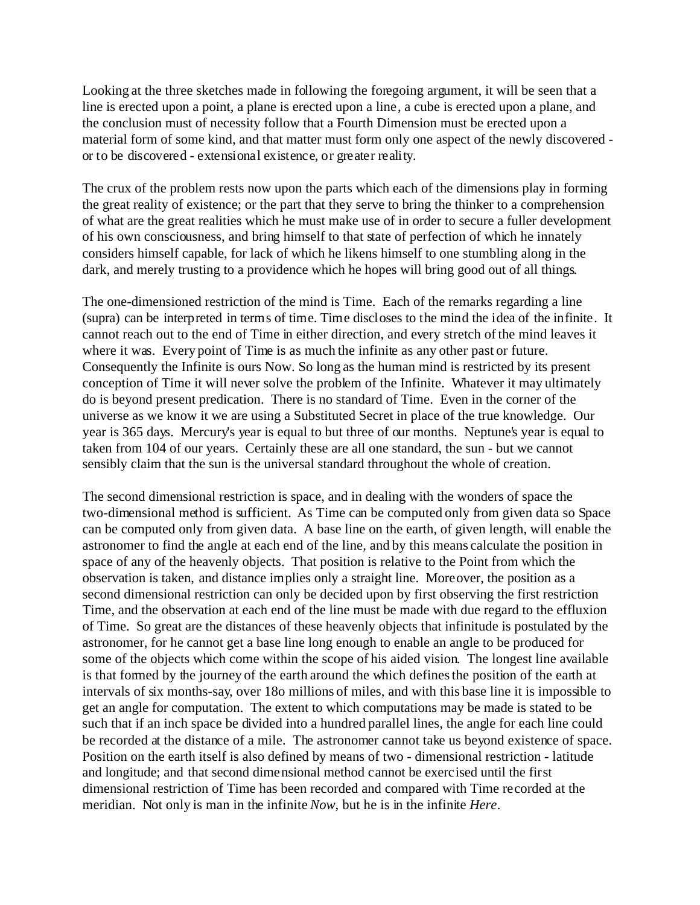Looking at the three sketches made in following the foregoing argument, it will be seen that a line is erected upon a point, a plane is erected upon a line, a cube is erected upon a plane, and the conclusion must of necessity follow that a Fourth Dimension must be erected upon a material form of some kind, and that matter must form only one aspect of the newly discovered - or to be discovered - extensional existence, or greater reality.

The crux of the problem rests now upon the parts which each of the dimensions play in forming the great reality of existence; or the part that they serve to bring the thinker to a comprehension of what are the great realities which he must make use of in order to secure a fuller development of his own consciousness, and bring himself to that state of perfection of which he innately considers himself capable, for lack of which he likens himself to one stumbling along in the dark, and merely trusting to a providence which he hopes will bring good out of all things.

The one-dimensioned restriction of the mind is Time. Each of the remarks regarding a line (supra) can be interpreted in terms of time. Time discloses to the mind the idea of the infinite. It cannot reach out to the end of Time in either direction, and every stretch of the mind leaves it where it was. Every point of Time is as much the infinite as any other past or future. Consequently the Infinite is ours Now. So long as the human mind is restricted by its present conception of Time it will never solve the problem of the Infinite. Whatever it may ultimately do is beyond present predication. There is no standard of Time. Even in the corner of the universe as we know it we are using a Substituted Secret in place of the true knowledge. Our year is 365 days. Mercury's year is equal to but three of our months. Neptune's year is equal to taken from 104 of our years. Certainly these are all one standard, the sun - but we cannot sensibly claim that the sun is the universal standard throughout the whole of creation.

The second dimensional restriction is space, and in dealing with the wonders of space the two-dimensional method is sufficient. As Time can be computed only from given data so Space can be computed only from given data. A base line on the earth, of given length, will enable the astronomer to find the angle at each end of the line, and by this means calculate the position in space of any of the heavenly objects. That position is relative to the Point from which the observation is taken, and distance implies only a straight line. Moreover, the position as a second dimensional restriction can only be decided upon by first observing the first restriction Time, and the observation at each end of the line must be made with due regard to the effluxion of Time. So great are the distances of these heavenly objects that infinitude is postulated by the astronomer, for he cannot get a base line long enough to enable an angle to be produced for some of the objects which come within the scope of his aided vision. The longest line available is that formed by the journey of the earth around the which defines the position of the earth at intervals of six months-say, over 18o millions of miles, and with this base line it is impossible to get an angle for computation. The extent to which computations may be made is stated to be such that if an inch space be divided into a hundred parallel lines, the angle for each line could be recorded at the distance of a mile. The astronomer cannot take us beyond existence of space. Position on the earth itself is also defined by means of two - dimensional restriction - latitude and longitude; and that second dimensional method cannot be exercised until the first dimensional restriction of Time has been recorded and compared with Time recorded at the meridian. Not only is man in the infinite *Now*, but he is in the infinite *Here*.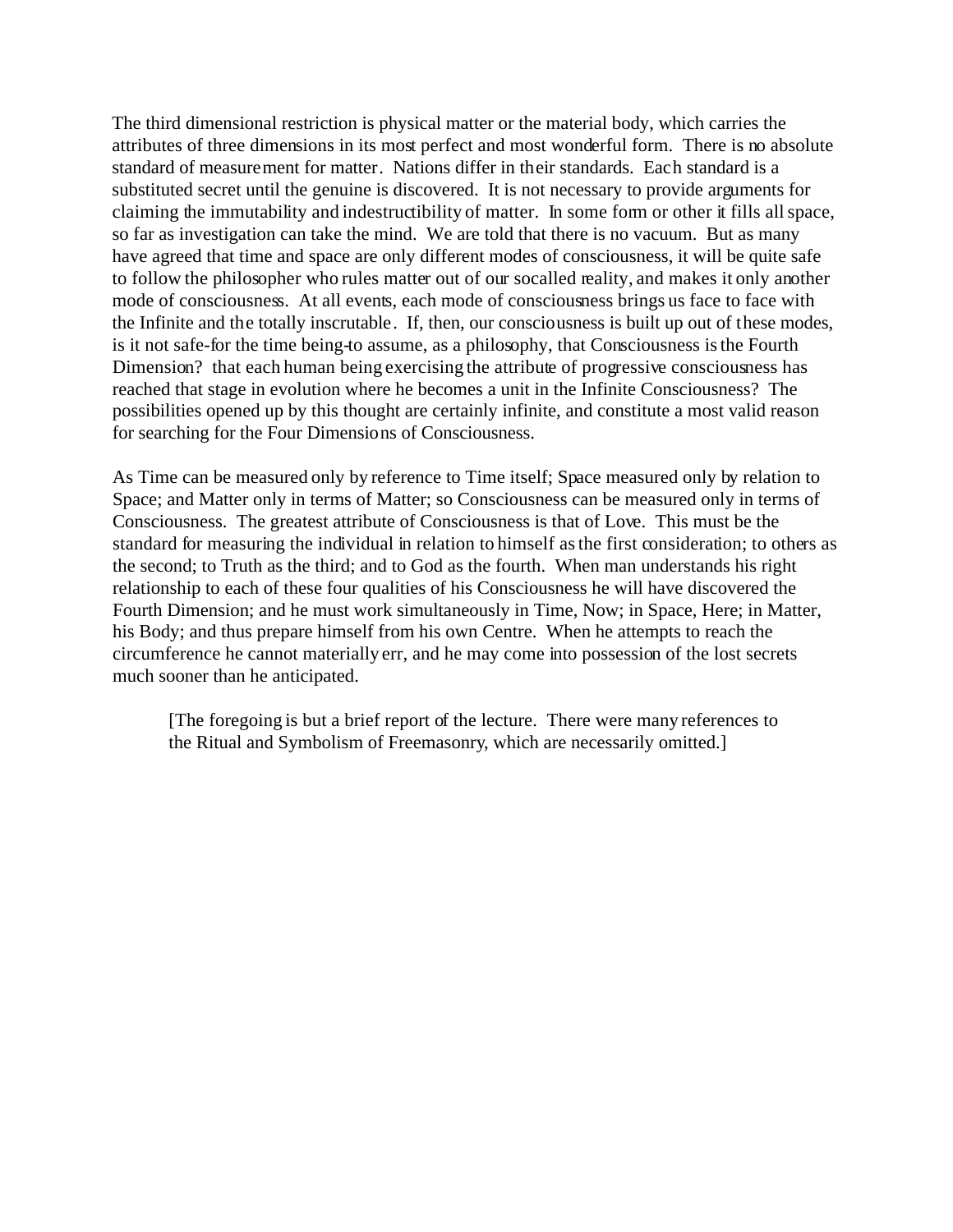The third dimensional restriction is physical matter or the material body, which carries the attributes of three dimensions in its most perfect and most wonderful form. There is no absolute standard of measurement for matter. Nations differ in their standards. Each standard is a substituted secret until the genuine is discovered. It is not necessary to provide arguments for claiming the immutability and indestructibility of matter. In some form or other it fills all space, so far as investigation can take the mind. We are told that there is no vacuum. But as many have agreed that time and space are only different modes of consciousness, it will be quite safe to follow the philosopher who rules matter out of our socalled reality, and makes it only another mode of consciousness. At all events, each mode of consciousness brings us face to face with the Infinite and the totally inscrutable. If, then, our consciousness is built up out of these modes, is it not safe-for the time being-to assume, as a philosophy, that Consciousness is the Fourth Dimension? that each human being exercising the attribute of progressive consciousness has reached that stage in evolution where he becomes a unit in the Infinite Consciousness? The possibilities opened up by this thought are certainly infinite, and constitute a most valid reason for searching for the Four Dimensions of Consciousness.

As Time can be measured only by reference to Time itself; Space measured only by relation to Space; and Matter only in terms of Matter; so Consciousness can be measured only in terms of Consciousness. The greatest attribute of Consciousness is that of Love. This must be the standard for measuring the individual in relation to himself as the first consideration; to others as the second; to Truth as the third; and to God as the fourth. When man understands his right relationship to each of these four qualities of his Consciousness he will have discovered the Fourth Dimension; and he must work simultaneously in Time, Now; in Space, Here; in Matter, his Body; and thus prepare himself from his own Centre. When he attempts to reach the circumference he cannot materially err, and he may come into possession of the lost secrets much sooner than he anticipated.

> [The foregoing is but a brief report of the lecture. There were many references to the Ritual and Symbolism of Freemasonry, which are necessarily omitted.]